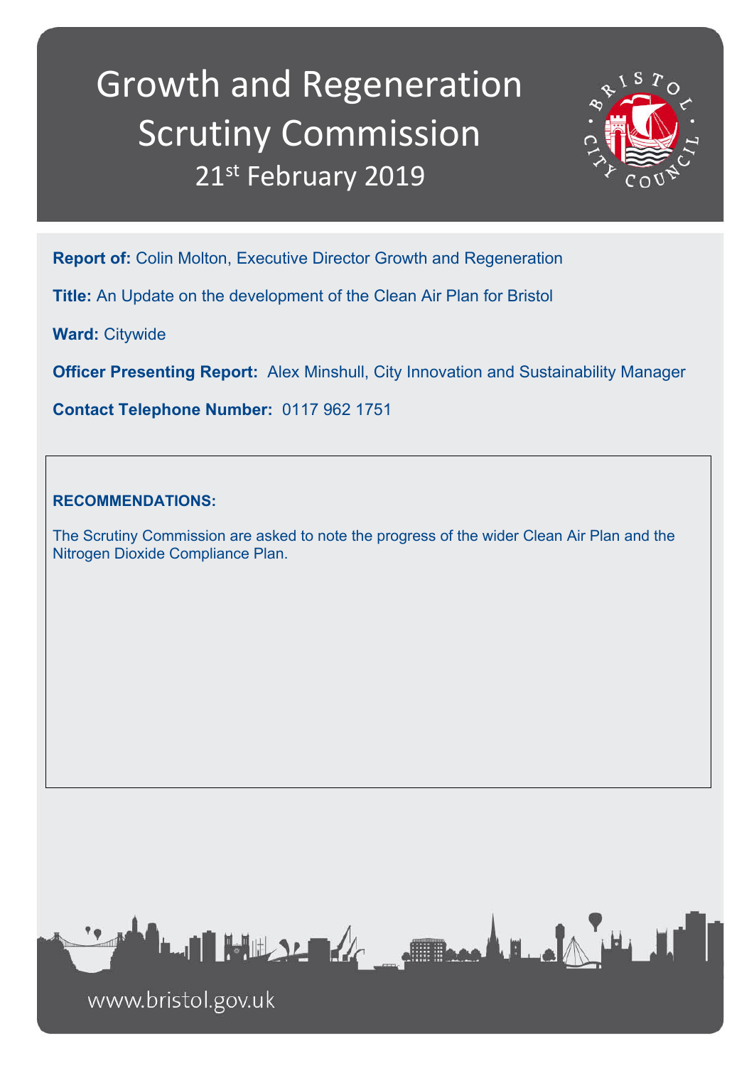# Growth and Regeneration Scrutiny Commission

## 21st February 2019

**Report of:** Colin Molton, Executive Director Growth and Regeneration

**Title:** An Update on the development of the Clean Air Plan for Bristol

**Ward:** Citywide

**Officer Presenting Report:** Alex Minshull, City Innovation and Sustainability Manager

**Contact Telephone Number:** 0117 962 1751

**RECOMMENDATIONS:**

The Scrutiny Commission are asked to note the progress of the wider Clean Air Plan and the Nitrogen Dioxide Compliance Plan.

www.bristol.gov.uk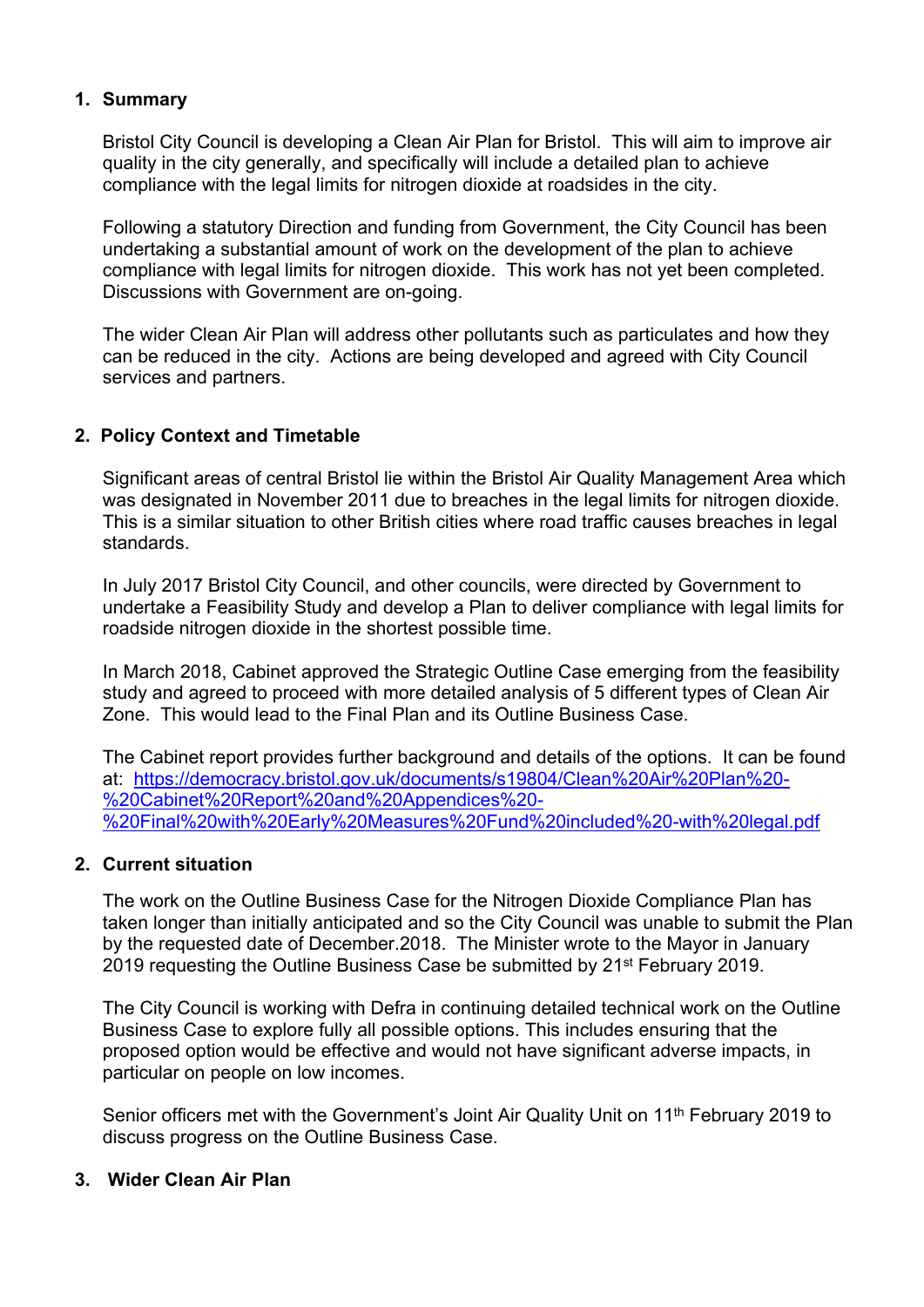## 1. Summary

Bristol City Council is developing a Clean Air Plan for Bristol. This will aim to improve air quality in the city generally, and specifically will include a detailed plan to achieve compliance with the legal limits for nitrogen dioxide at roadsides in the city.

Following a statutory Direction and funding from Government, the City Council has been undertaking a substantial amount of work on the development of the plan to achieve compliance with legal limits for nitrogen dioxide. This work has not yet been completed. Discussions with Government are on-going.

The wider Clean Air Plan will address other pollutants such as particulates and how they can be reduced in the city. Actions are being developed and agreed with City Council services and partners.

## 2. Policy Context and Timetable

Significant areas of central Bristol lie within the Bristol Air Quality Management Area which was designated in November 2011 due to breaches in the legal limits for nitrogen dioxide. This is a similar situation to other British cities where road traffic causes breaches in legal standards.

In July 2017 Bristol City Council, and other councils, were directed by Government to undertake a Feasibility Study and develop a Plan to deliver compliance with legal limits for roadside nitrogen dioxide in the shortest possible time.

In March 2018, Cabinet approved the Strategic Outline Case emerging from the feasibility study and agreed to proceed with more detailed analysis of 5 different types of Clean Air Zone. This would lead to the Final Plan and its Outline Business Case.

The Cabinet report provides further background and details of the options. It can be found at: https://democracy.bristol.gov.uk/documents/s19804/Clean%20Air%20Plan%20-%20Cabinet%20Report%20and%20Appendices%20-%20Final%20with%20Early%20Measures%20Fund%20included%20-with%20legal.pdf

## 2. Current situation

The work on the Outline Business Case for the Nitrogen Dioxide Compliance Plan has taken longer than initially anticipated and so the City Council was unable to submit the Plan by the requested date of December.2018. The Minister wrote to the Mayor in January 2019 requesting the Outline Business Case be submitted by 21st February 2019.

The City Council is working with Defra in continuing detailed technical work on the Outline Business Case to explore fully all possible options. This includes ensuring that the proposed option would be effective and would not have significant adverse impacts, in particular on people on low incomes.

Senior officers met with the Government's Joint Air Quality Unit on 11th February 2019 to discuss progress on the Outline Business Case.

## 3. Wider Clean Air Plan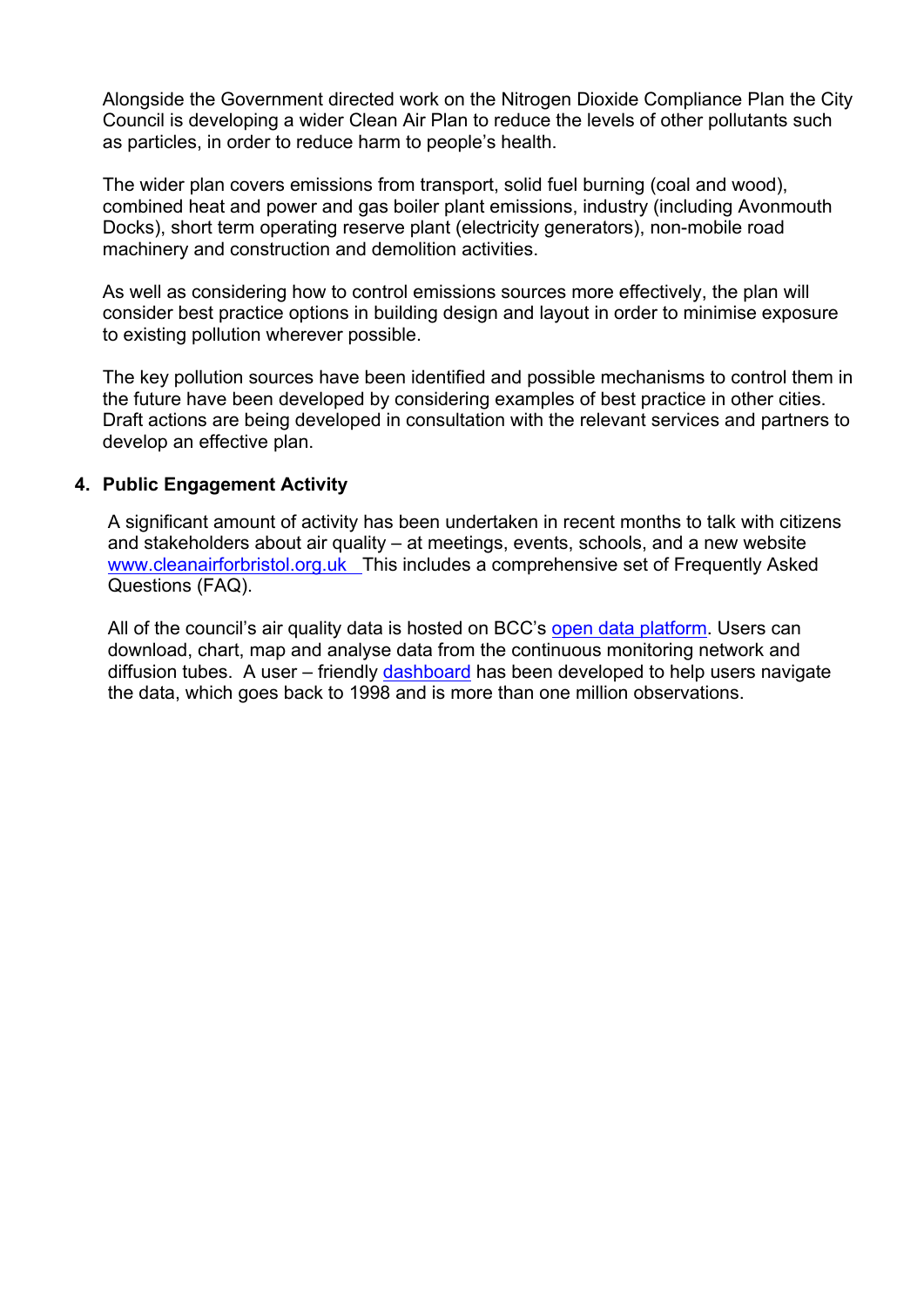Alongside the Government directed work on the Nitrogen Dioxide Compliance Plan the City Council is developing a wider Clean Air Plan to reduce the levels of other pollutants such as particles, in order to reduce harm to people's health.

The wider plan covers emissions from transport, solid fuel burning (coal and wood), combined heat and power and gas boiler plant emissions, industry (including Avonmouth Docks), short term operating reserve plant (electricity generators), non-mobile road machinery and construction and demolition activities.

As well as considering how to control emissions sources more effectively, the plan will consider best practice options in building design and layout in order to minimise exposure to existing pollution wherever possible.

The key pollution sources have been identified and possible mechanisms to control them in the future have been developed by considering examples of best practice in other cities. Draft actions are being developed in consultation with the relevant services and partners to develop an effective plan.

## 4. Public Engagement Activity

A significant amount of activity has been undertaken in recent months to talk with citizens and stakeholders about air quality – at meetings, events, schools, and a new website www.cleanairforbristol.org.uk This includes a comprehensive set of Frequently Asked Questions (FAQ).

All of the council's air quality data is hosted on BCC's open data platform. Users can download, chart, map and analyse data from the continuous monitoring network and diffusion tubes. A user – friendly dashboard has been developed to help users navigate the data, which goes back to 1998 and is more than one million observations.